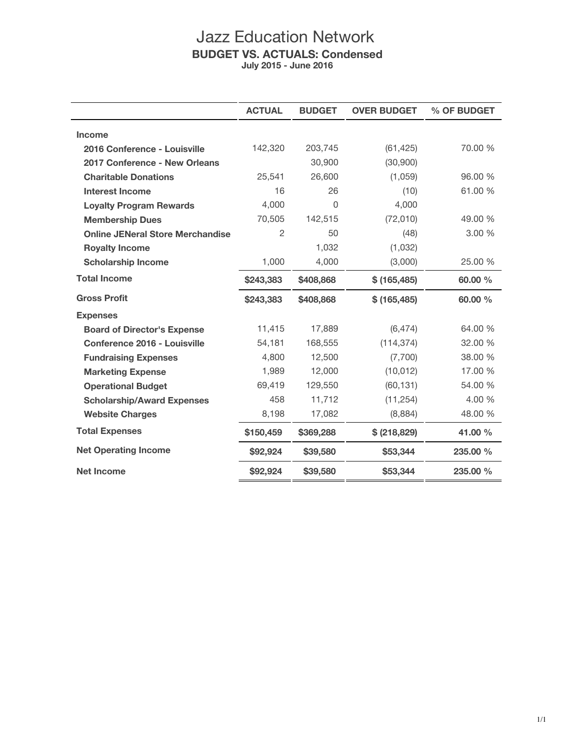# Jazz Education Network

## BUDGET VS. ACTUALS: Condensed

**July 2015 - June 2016**

| | ACTUAL | BUDGET | OVER BUDGET | % OF BUDGET |
|---|---|---|---|---|
| **Income** | | | | |
| **2016 Conference - Louisville** | 142,320 | 203,745 | (61,425) | 70.00 % |
| **2017 Conference - New Orleans** | | 30,900 | (30,900) | |
| **Charitable Donations** | 25,541 | 26,600 | (1,059) | 96.00 % |
| **Interest Income** | 16 | 26 | (10) | 61.00 % |
| **Loyalty Program Rewards** | 4,000 | 0 | 4,000 | |
| **Membership Dues** | 70,505 | 142,515 | (72,010) | 49.00 % |
| **Online JENeral Store Merchandise** | 2 | 50 | (48) | 3.00 % |
| **Royalty Income** | | 1,032 | (1,032) | |
| **Scholarship Income** | 1,000 | 4,000 | (3,000) | 25.00 % |
| **Total Income** | **$243,383** | **$408,868** | **$ (165,485)** | **60.00 %** |
| **Gross Profit** | **$243,383** | **$408,868** | **$ (165,485)** | **60.00 %** |
| **Expenses** | | | | |
| **Board of Director's Expense** | 11,415 | 17,889 | (6,474) | 64.00 % |
| **Conference 2016 - Louisville** | 54,181 | 168,555 | (114,374) | 32.00 % |
| **Fundraising Expenses** | 4,800 | 12,500 | (7,700) | 38.00 % |
| **Marketing Expense** | 1,989 | 12,000 | (10,012) | 17.00 % |
| **Operational Budget** | 69,419 | 129,550 | (60,131) | 54.00 % |
| **Scholarship/Award Expenses** | 458 | 11,712 | (11,254) | 4.00 % |
| **Website Charges** | 8,198 | 17,082 | (8,884) | 48.00 % |
| **Total Expenses** | **$150,459** | **$369,288** | **$ (218,829)** | **41.00 %** |
| **Net Operating Income** | **$92,924** | **$39,580** | **$53,344** | **235.00 %** |
| **Net Income** | **$92,924** | **$39,580** | **$53,344** | **235.00 %** |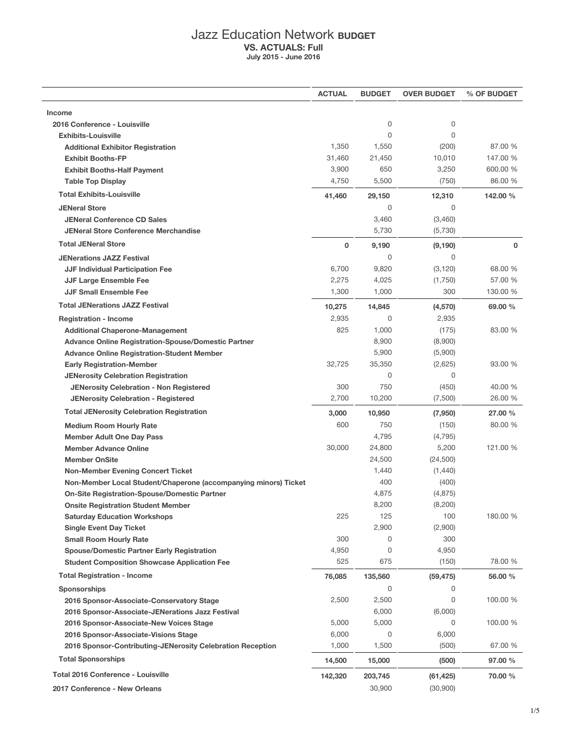# Jazz Education Network **BUDGET**

**VS. ACTUALS: Full**

**July 2015 - June 2016**

| | ACTUAL | BUDGET | OVER BUDGET | % OF BUDGET |
|---|---|---|---|---|
| **Income** | | | | |
| **2016 Conference - Louisville** | | 0 | 0 | |
| **Exhibits-Louisville** | | 0 | 0 | |
| **Additional Exhibitor Registration** | 1,350 | 1,550 | (200) | 87.00 % |
| **Exhibit Booths-FP** | 31,460 | 21,450 | 10,010 | 147.00 % |
| **Exhibit Booths-Half Payment** | 3,900 | 650 | 3,250 | 600.00 % |
| **Table Top Display** | 4,750 | 5,500 | (750) | 86.00 % |
| **Total Exhibits-Louisville** | **41,460** | **29,150** | **12,310** | **142.00 %** |
| **JENeral Store** | | 0 | 0 | |
| **JENeral Conference CD Sales** | | 3,460 | (3,460) | |
| **JENeral Store Conference Merchandise** | | 5,730 | (5,730) | |
| **Total JENeral Store** | **0** | **9,190** | **(9,190)** | **0** |
| **JENerations JAZZ Festival** | | 0 | 0 | |
| **JJF Individual Participation Fee** | 6,700 | 9,820 | (3,120) | 68.00 % |
| **JJF Large Ensemble Fee** | 2,275 | 4,025 | (1,750) | 57.00 % |
| **JJF Small Ensemble Fee** | 1,300 | 1,000 | 300 | 130.00 % |
| **Total JENerations JAZZ Festival** | **10,275** | **14,845** | **(4,570)** | **69.00 %** |
| **Registration - Income** | 2,935 | 0 | 2,935 | |
| **Additional Chaperone-Management** | 825 | 1,000 | (175) | 83.00 % |
| **Advance Online Registration-Spouse/Domestic Partner** | | 8,900 | (8,900) | |
| **Advance Online Registration-Student Member** | | 5,900 | (5,900) | |
| **Early Registration-Member** | 32,725 | 35,350 | (2,625) | 93.00 % |
| **JENerosity Celebration Registration** | | 0 | 0 | |
| **JENerosity Celebration - Non Registered** | 300 | 750 | (450) | 40.00 % |
| **JENerosity Celebration - Registered** | 2,700 | 10,200 | (7,500) | 26.00 % |
| **Total JENerosity Celebration Registration** | **3,000** | **10,950** | **(7,950)** | **27.00 %** |
| **Medium Room Hourly Rate** | 600 | 750 | (150) | 80.00 % |
| **Member Adult One Day Pass** | | 4,795 | (4,795) | |
| **Member Advance Online** | 30,000 | 24,800 | 5,200 | 121.00 % |
| **Member OnSite** | | 24,500 | (24,500) | |
| **Non-Member Evening Concert Ticket** | | 1,440 | (1,440) | |
| **Non-Member Local Student/Chaperone (accompanying minors) Ticket** | | 400 | (400) | |
| **On-Site Registration-Spouse/Domestic Partner** | | 4,875 | (4,875) | |
| **Onsite Registration Student Member** | | 8,200 | (8,200) | |
| **Saturday Education Workshops** | 225 | 125 | 100 | 180.00 % |
| **Single Event Day Ticket** | | 2,900 | (2,900) | |
| **Small Room Hourly Rate** | 300 | 0 | 300 | |
| **Spouse/Domestic Partner Early Registration** | 4,950 | 0 | 4,950 | |
| **Student Composition Showcase Application Fee** | 525 | 675 | (150) | 78.00 % |
| **Total Registration - Income** | **76,085** | **135,560** | **(59,475)** | **56.00 %** |
| **Sponsorships** | | 0 | 0 | |
| **2016 Sponsor-Associate-Conservatory Stage** | 2,500 | 2,500 | 0 | 100.00 % |
| **2016 Sponsor-Associate-JENerations Jazz Festival** | | 6,000 | (6,000) | |
| **2016 Sponsor-Associate-New Voices Stage** | 5,000 | 5,000 | 0 | 100.00 % |
| **2016 Sponsor-Associate-Visions Stage** | 6,000 | 0 | 6,000 | |
| **2016 Sponsor-Contributing-JENerosity Celebration Reception** | 1,000 | 1,500 | (500) | 67.00 % |
| **Total Sponsorships** | **14,500** | **15,000** | **(500)** | **97.00 %** |
| **Total 2016 Conference - Louisville** | **142,320** | **203,745** | **(61,425)** | **70.00 %** |
| **2017 Conference - New Orleans** | | 30,900 | (30,900) | |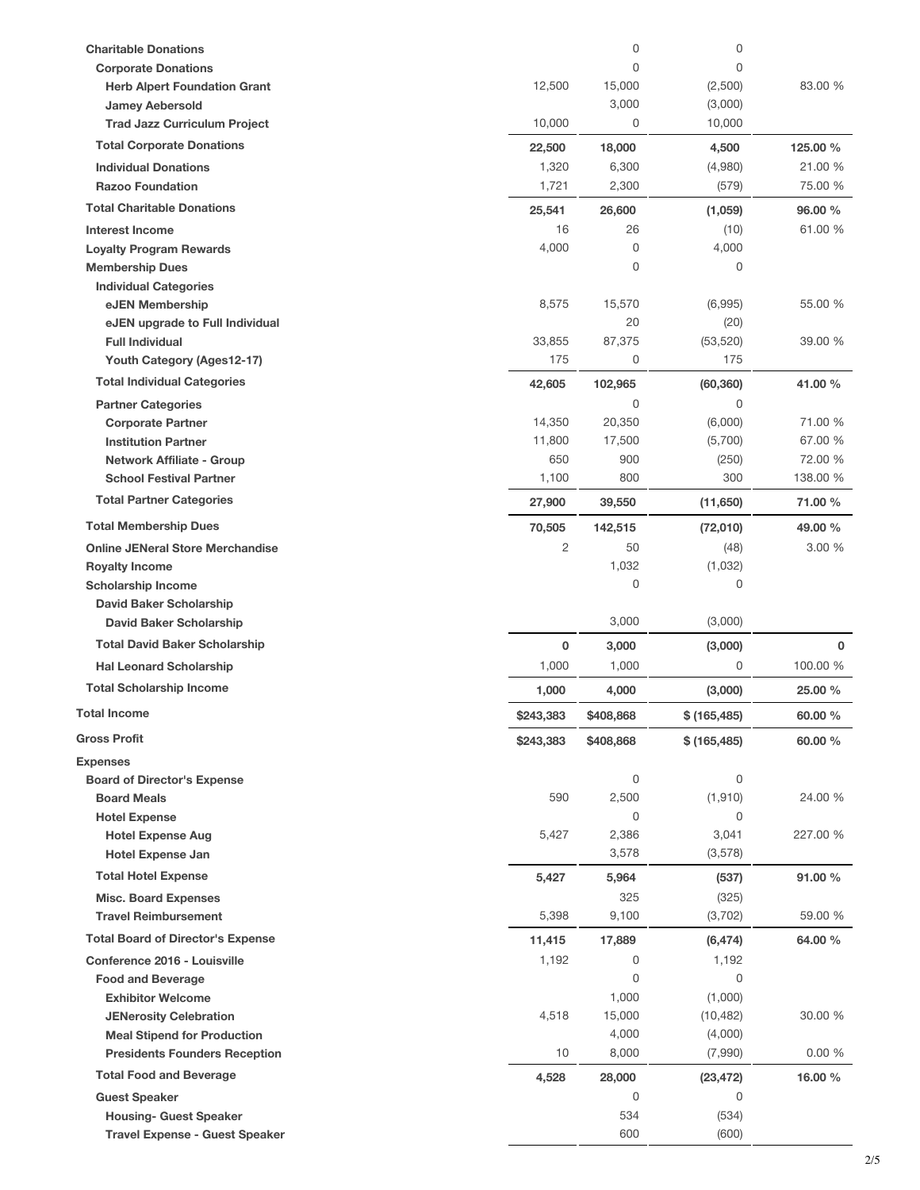| | | | | |
|---|---|---|---|---|
| **Charitable Donations** | | 0 | 0 | |
| **Corporate Donations** | | 0 | 0 | |
| **Herb Alpert Foundation Grant** | 12,500 | 15,000 | (2,500) | 83.00 % |
| **Jamey Aebersold** | | 3,000 | (3,000) | |
| **Trad Jazz Curriculum Project** | 10,000 | 0 | 10,000 | |
| **Total Corporate Donations** | **22,500** | **18,000** | **4,500** | **125.00 %** |
| **Individual Donations** | 1,320 | 6,300 | (4,980) | 21.00 % |
| **Razoo Foundation** | 1,721 | 2,300 | (579) | 75.00 % |
| **Total Charitable Donations** | **25,541** | **26,600** | **(1,059)** | **96.00 %** |
| **Interest Income** | 16 | 26 | (10) | 61.00 % |
| **Loyalty Program Rewards** | 4,000 | 0 | 4,000 | |
| **Membership Dues** | | 0 | 0 | |
| **Individual Categories** | | | | |
| **eJEN Membership** | 8,575 | 15,570 | (6,995) | 55.00 % |
| **eJEN upgrade to Full Individual** | | 20 | (20) | |
| **Full Individual** | 33,855 | 87,375 | (53,520) | 39.00 % |
| **Youth Category (Ages12-17)** | 175 | 0 | 175 | |
| **Total Individual Categories** | **42,605** | **102,965** | **(60,360)** | **41.00 %** |
| **Partner Categories** | | 0 | 0 | |
| **Corporate Partner** | 14,350 | 20,350 | (6,000) | 71.00 % |
| **Institution Partner** | 11,800 | 17,500 | (5,700) | 67.00 % |
| **Network Affiliate - Group** | 650 | 900 | (250) | 72.00 % |
| **School Festival Partner** | 1,100 | 800 | 300 | 138.00 % |
| **Total Partner Categories** | **27,900** | **39,550** | **(11,650)** | **71.00 %** |
| **Total Membership Dues** | **70,505** | **142,515** | **(72,010)** | **49.00 %** |
| **Online JENeral Store Merchandise** | 2 | 50 | (48) | 3.00 % |
| **Royalty Income** | | 1,032 | (1,032) | |
| **Scholarship Income** | | 0 | 0 | |
| **David Baker Scholarship** | | | | |
| **David Baker Scholarship** | | 3,000 | (3,000) | |
| **Total David Baker Scholarship** | **0** | **3,000** | **(3,000)** | **0** |
| **Hal Leonard Scholarship** | 1,000 | 1,000 | 0 | 100.00 % |
| **Total Scholarship Income** | **1,000** | **4,000** | **(3,000)** | **25.00 %** |
| **Total Income** | **$243,383** | **$408,868** | **$ (165,485)** | **60.00 %** |
| **Gross Profit** | **$243,383** | **$408,868** | **$ (165,485)** | **60.00 %** |
| **Expenses** | | | | |
| **Board of Director's Expense** | | 0 | 0 | |
| **Board Meals** | 590 | 2,500 | (1,910) | 24.00 % |
| **Hotel Expense** | | 0 | 0 | |
| **Hotel Expense Aug** | 5,427 | 2,386 | 3,041 | 227.00 % |
| **Hotel Expense Jan** | | 3,578 | (3,578) | |
| **Total Hotel Expense** | **5,427** | **5,964** | **(537)** | **91.00 %** |
| **Misc. Board Expenses** | | 325 | (325) | |
| **Travel Reimbursement** | 5,398 | 9,100 | (3,702) | 59.00 % |
| **Total Board of Director's Expense** | **11,415** | **17,889** | **(6,474)** | **64.00 %** |
| **Conference 2016 - Louisville** | 1,192 | 0 | 1,192 | |
| **Food and Beverage** | | 0 | 0 | |
| **Exhibitor Welcome** | | 1,000 | (1,000) | |
| **JENerosity Celebration** | 4,518 | 15,000 | (10,482) | 30.00 % |
| **Meal Stipend for Production** | | 4,000 | (4,000) | |
| **Presidents Founders Reception** | 10 | 8,000 | (7,990) | 0.00 % |
| **Total Food and Beverage** | **4,528** | **28,000** | **(23,472)** | **16.00 %** |
| **Guest Speaker** | | 0 | 0 | |
| **Housing- Guest Speaker** | | 534 | (534) | |
| **Travel Expense - Guest Speaker** | | 600 | (600) | |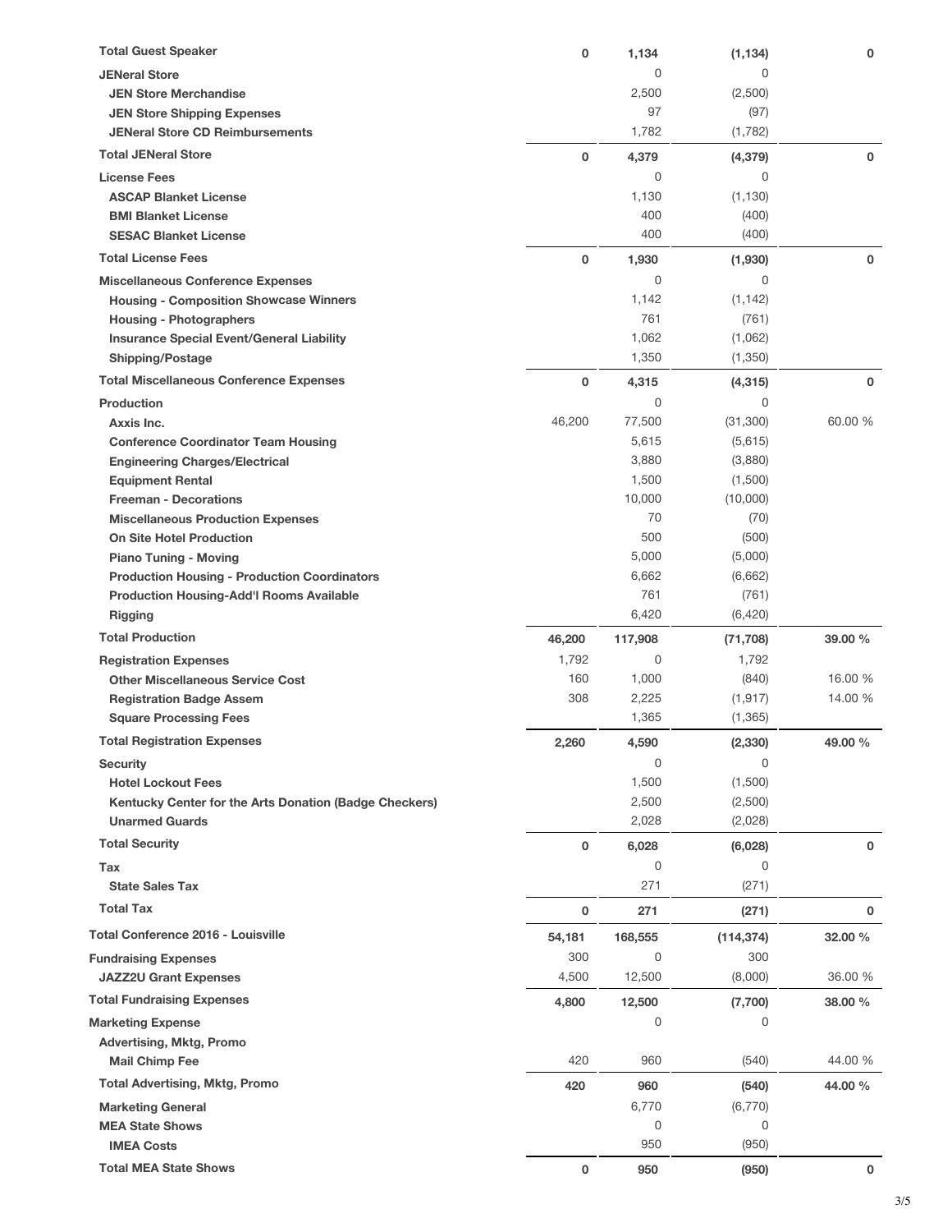| | | | | |
|---|---|---|---|---|
| **Total Guest Speaker** | **0** | **1,134** | **(1,134)** | **0** |
| **JENeral Store** | | 0 | 0 | |
| **JEN Store Merchandise** | | 2,500 | (2,500) | |
| **JEN Store Shipping Expenses** | | 97 | (97) | |
| **JENeral Store CD Reimbursements** | | 1,782 | (1,782) | |
| **Total JENeral Store** | **0** | **4,379** | **(4,379)** | **0** |
| **License Fees** | | 0 | 0 | |
| **ASCAP Blanket License** | | 1,130 | (1,130) | |
| **BMI Blanket License** | | 400 | (400) | |
| **SESAC Blanket License** | | 400 | (400) | |
| **Total License Fees** | **0** | **1,930** | **(1,930)** | **0** |
| **Miscellaneous Conference Expenses** | | 0 | 0 | |
| **Housing - Composition Showcase Winners** | | 1,142 | (1,142) | |
| **Housing - Photographers** | | 761 | (761) | |
| **Insurance Special Event/General Liability** | | 1,062 | (1,062) | |
| **Shipping/Postage** | | 1,350 | (1,350) | |
| **Total Miscellaneous Conference Expenses** | **0** | **4,315** | **(4,315)** | **0** |
| **Production** | | 0 | 0 | |
| **Axxis Inc.** | 46,200 | 77,500 | (31,300) | 60.00 % |
| **Conference Coordinator Team Housing** | | 5,615 | (5,615) | |
| **Engineering Charges/Electrical** | | 3,880 | (3,880) | |
| **Equipment Rental** | | 1,500 | (1,500) | |
| **Freeman - Decorations** | | 10,000 | (10,000) | |
| **Miscellaneous Production Expenses** | | 70 | (70) | |
| **On Site Hotel Production** | | 500 | (500) | |
| **Piano Tuning - Moving** | | 5,000 | (5,000) | |
| **Production Housing - Production Coordinators** | | 6,662 | (6,662) | |
| **Production Housing-Add'l Rooms Available** | | 761 | (761) | |
| **Rigging** | | 6,420 | (6,420) | |
| **Total Production** | **46,200** | **117,908** | **(71,708)** | **39.00 %** |
| **Registration Expenses** | 1,792 | 0 | 1,792 | |
| **Other Miscellaneous Service Cost** | 160 | 1,000 | (840) | 16.00 % |
| **Registration Badge Assem** | 308 | 2,225 | (1,917) | 14.00 % |
| **Square Processing Fees** | | 1,365 | (1,365) | |
| **Total Registration Expenses** | **2,260** | **4,590** | **(2,330)** | **49.00 %** |
| **Security** | | 0 | 0 | |
| **Hotel Lockout Fees** | | 1,500 | (1,500) | |
| **Kentucky Center for the Arts Donation (Badge Checkers)** | | 2,500 | (2,500) | |
| **Unarmed Guards** | | 2,028 | (2,028) | |
| **Total Security** | **0** | **6,028** | **(6,028)** | **0** |
| **Tax** | | 0 | 0 | |
| **State Sales Tax** | | 271 | (271) | |
| **Total Tax** | **0** | **271** | **(271)** | **0** |
| **Total Conference 2016 - Louisville** | **54,181** | **168,555** | **(114,374)** | **32.00 %** |
| **Fundraising Expenses** | 300 | 0 | 300 | |
| **JAZZ2U Grant Expenses** | 4,500 | 12,500 | (8,000) | 36.00 % |
| **Total Fundraising Expenses** | **4,800** | **12,500** | **(7,700)** | **38.00 %** |
| **Marketing Expense** | | 0 | 0 | |
| **Advertising, Mktg, Promo** | | | | |
| **Mail Chimp Fee** | 420 | 960 | (540) | 44.00 % |
| **Total Advertising, Mktg, Promo** | **420** | **960** | **(540)** | **44.00 %** |
| **Marketing General** | | 6,770 | (6,770) | |
| **MEA State Shows** | | 0 | 0 | |
| **IMEA Costs** | | 950 | (950) | |
| **Total MEA State Shows** | **0** | **950** | **(950)** | **0** |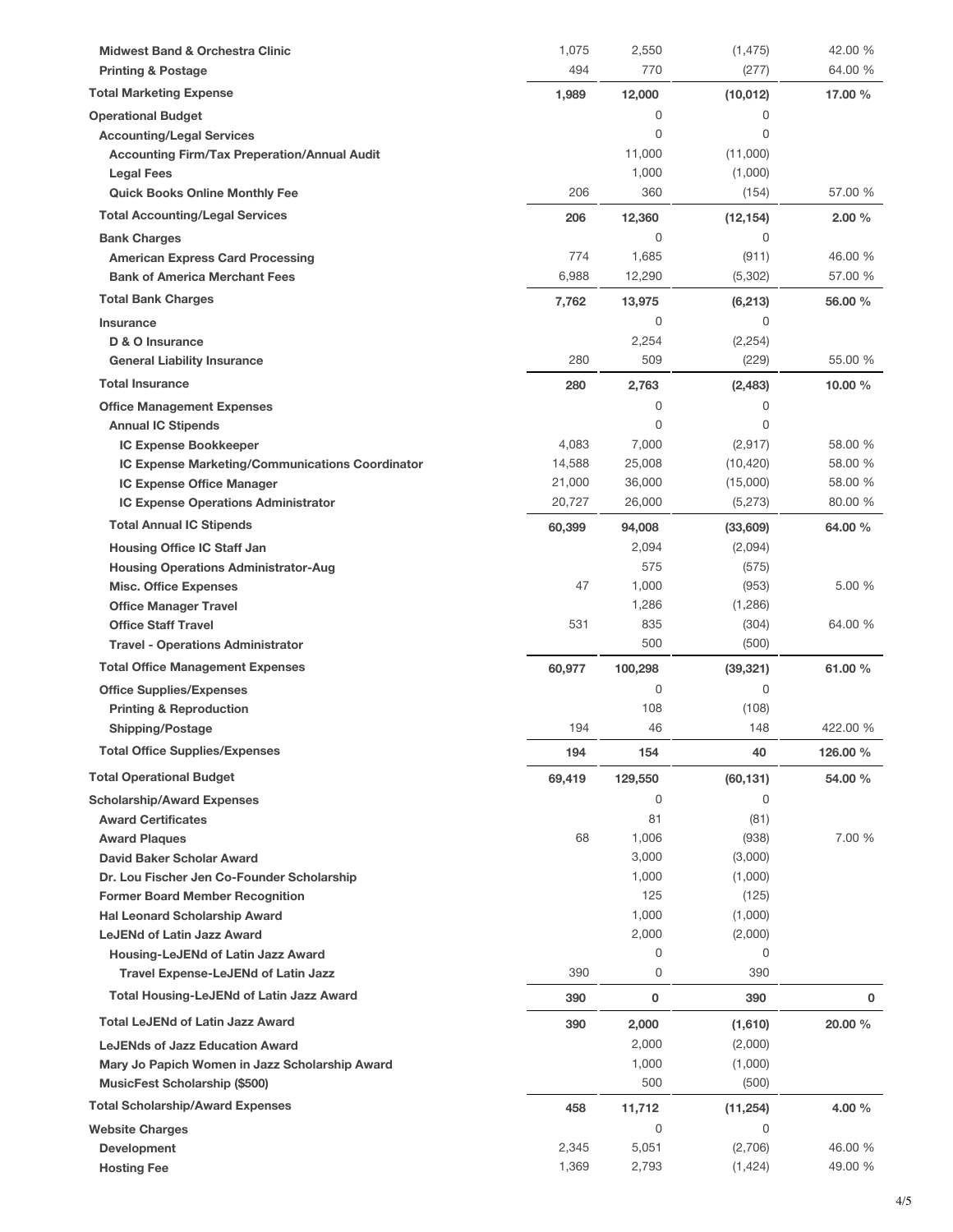| | | | | |
|---|---|---|---|---|
| **Midwest Band & Orchestra Clinic** | 1,075 | 2,550 | (1,475) | 42.00 % |
| **Printing & Postage** | 494 | 770 | (277) | 64.00 % |
| **Total Marketing Expense** | **1,989** | **12,000** | **(10,012)** | **17.00 %** |
| **Operational Budget** | | 0 | 0 | |
| **Accounting/Legal Services** | | 0 | 0 | |
| **Accounting Firm/Tax Preperation/Annual Audit** | | 11,000 | (11,000) | |
| **Legal Fees** | | 1,000 | (1,000) | |
| **Quick Books Online Monthly Fee** | 206 | 360 | (154) | 57.00 % |
| **Total Accounting/Legal Services** | **206** | **12,360** | **(12,154)** | **2.00 %** |
| **Bank Charges** | | 0 | 0 | |
| **American Express Card Processing** | 774 | 1,685 | (911) | 46.00 % |
| **Bank of America Merchant Fees** | 6,988 | 12,290 | (5,302) | 57.00 % |
| **Total Bank Charges** | **7,762** | **13,975** | **(6,213)** | **56.00 %** |
| **Insurance** | | 0 | 0 | |
| **D & O Insurance** | | 2,254 | (2,254) | |
| **General Liability Insurance** | 280 | 509 | (229) | 55.00 % |
| **Total Insurance** | **280** | **2,763** | **(2,483)** | **10.00 %** |
| **Office Management Expenses** | | 0 | 0 | |
| **Annual IC Stipends** | | 0 | 0 | |
| **IC Expense Bookkeeper** | 4,083 | 7,000 | (2,917) | 58.00 % |
| **IC Expense Marketing/Communications Coordinator** | 14,588 | 25,008 | (10,420) | 58.00 % |
| **IC Expense Office Manager** | 21,000 | 36,000 | (15,000) | 58.00 % |
| **IC Expense Operations Administrator** | 20,727 | 26,000 | (5,273) | 80.00 % |
| **Total Annual IC Stipends** | **60,399** | **94,008** | **(33,609)** | **64.00 %** |
| **Housing Office IC Staff Jan** | | 2,094 | (2,094) | |
| **Housing Operations Administrator-Aug** | | 575 | (575) | |
| **Misc. Office Expenses** | 47 | 1,000 | (953) | 5.00 % |
| **Office Manager Travel** | | 1,286 | (1,286) | |
| **Office Staff Travel** | 531 | 835 | (304) | 64.00 % |
| **Travel - Operations Administrator** | | 500 | (500) | |
| **Total Office Management Expenses** | **60,977** | **100,298** | **(39,321)** | **61.00 %** |
| **Office Supplies/Expenses** | | 0 | 0 | |
| **Printing & Reproduction** | | 108 | (108) | |
| **Shipping/Postage** | 194 | 46 | 148 | 422.00 % |
| **Total Office Supplies/Expenses** | **194** | **154** | **40** | **126.00 %** |
| **Total Operational Budget** | **69,419** | **129,550** | **(60,131)** | **54.00 %** |
| **Scholarship/Award Expenses** | | 0 | 0 | |
| **Award Certificates** | | 81 | (81) | |
| **Award Plaques** | 68 | 1,006 | (938) | 7.00 % |
| **David Baker Scholar Award** | | 3,000 | (3,000) | |
| **Dr. Lou Fischer Jen Co-Founder Scholarship** | | 1,000 | (1,000) | |
| **Former Board Member Recognition** | | 125 | (125) | |
| **Hal Leonard Scholarship Award** | | 1,000 | (1,000) | |
| **LeJENd of Latin Jazz Award** | | 2,000 | (2,000) | |
| **Housing-LeJENd of Latin Jazz Award** | | 0 | 0 | |
| **Travel Expense-LeJENd of Latin Jazz** | 390 | 0 | 390 | |
| **Total Housing-LeJENd of Latin Jazz Award** | **390** | **0** | **390** | **0** |
| **Total LeJENd of Latin Jazz Award** | **390** | **2,000** | **(1,610)** | **20.00 %** |
| **LeJENds of Jazz Education Award** | | 2,000 | (2,000) | |
| **Mary Jo Papich Women in Jazz Scholarship Award** | | 1,000 | (1,000) | |
| **MusicFest Scholarship ($500)** | | 500 | (500) | |
| **Total Scholarship/Award Expenses** | **458** | **11,712** | **(11,254)** | **4.00 %** |
| **Website Charges** | | 0 | 0 | |
| **Development** | 2,345 | 5,051 | (2,706) | 46.00 % |
| **Hosting Fee** | 1,369 | 2,793 | (1,424) | 49.00 % |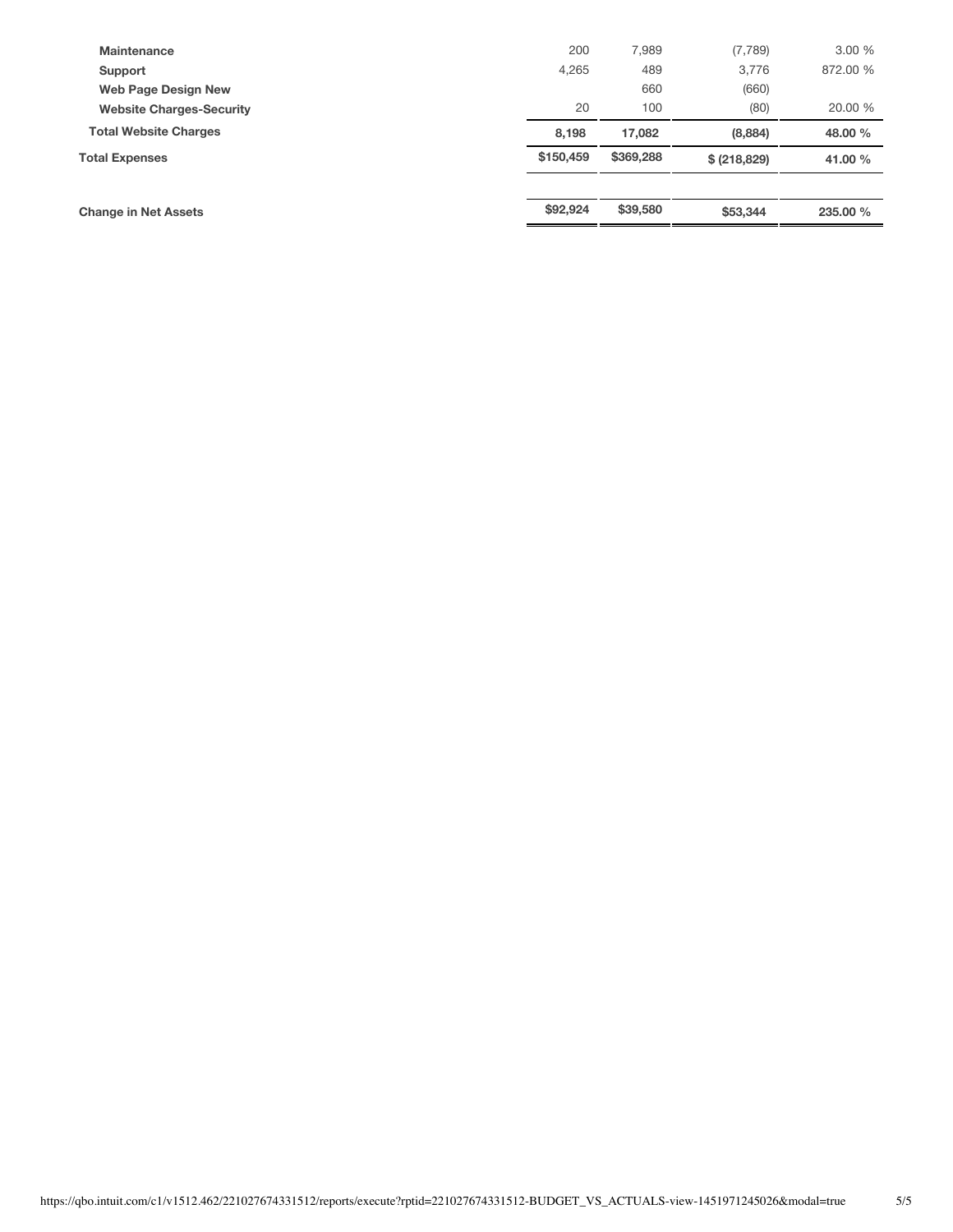| | | | | |
|---|---|---|---|---|
| **Maintenance** | 200 | 7,989 | (7,789) | 3.00 % |
| **Support** | 4,265 | 489 | 3,776 | 872.00 % |
| **Web Page Design New** | | 660 | (660) | |
| **Website Charges-Security** | 20 | 100 | (80) | 20.00 % |
| **Total Website Charges** | **8,198** | **17,082** | **(8,884)** | **48.00 %** |
| **Total Expenses** | **$150,459** | **$369,288** | **$ (218,829)** | **41.00 %** |
| **Change in Net Assets** | **$92,924** | **$39,580** | **$53,344** | **235.00 %** |

https://qbo.intuit.com/c1/v1512.462/221027674331512/reports/execute?rptid=221027674331512-BUDGET_VS_ACTUALS-view-1451971245026&modal=true